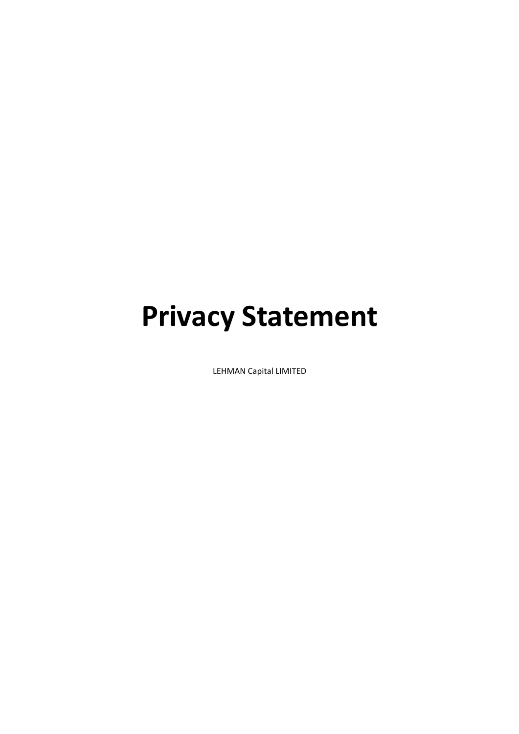# Privacy Statement

LEHMAN Capital LIMITED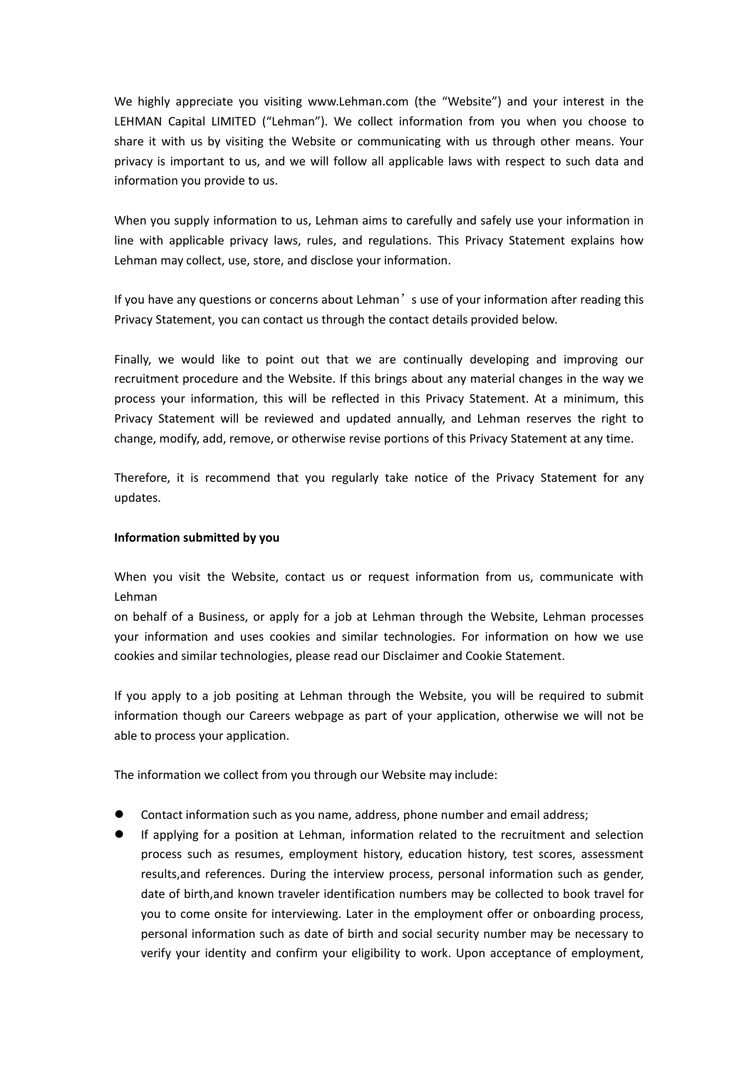We highly appreciate you visiting www.Lehman.com (the "Website") and your interest in the LEHMAN Capital LIMITED ("Lehman"). We collect information from you when you choose to share it with us by visiting the Website or communicating with us through other means. Your privacy is important to us, and we will follow all applicable laws with respect to such data and information you provide to us.

When you supply information to us, Lehman aims to carefully and safely use your information in line with applicable privacy laws, rules, and regulations. This Privacy Statement explains how Lehman may collect, use, store, and disclose your information.

If you have any questions or concerns about Lehman's use of your information after reading this Privacy Statement, you can contact us through the contact details provided below.

Finally, we would like to point out that we are continually developing and improving our recruitment procedure and the Website. If this brings about any material changes in the way we process your information, this will be reflected in this Privacy Statement. At a minimum, this Privacy Statement will be reviewed and updated annually, and Lehman reserves the right to change, modify, add, remove, or otherwise revise portions of this Privacy Statement at any time.

Therefore, it is recommend that you regularly take notice of the Privacy Statement for any updates.

**Information submitted by you**

When you visit the Website, contact us or request information from us, communicate with Lehman
on behalf of a Business, or apply for a job at Lehman through the Website, Lehman processes your information and uses cookies and similar technologies. For information on how we use cookies and similar technologies, please read our Disclaimer and Cookie Statement.

If you apply to a job positing at Lehman through the Website, you will be required to submit information though our Careers webpage as part of your application, otherwise we will not be able to process your application.

The information we collect from you through our Website may include:

- Contact information such as you name, address, phone number and email address;
- If applying for a position at Lehman, information related to the recruitment and selection process such as resumes, employment history, education history, test scores, assessment results,and references. During the interview process, personal information such as gender, date of birth,and known traveler identification numbers may be collected to book travel for you to come onsite for interviewing. Later in the employment offer or onboarding process, personal information such as date of birth and social security number may be necessary to verify your identity and confirm your eligibility to work. Upon acceptance of employment,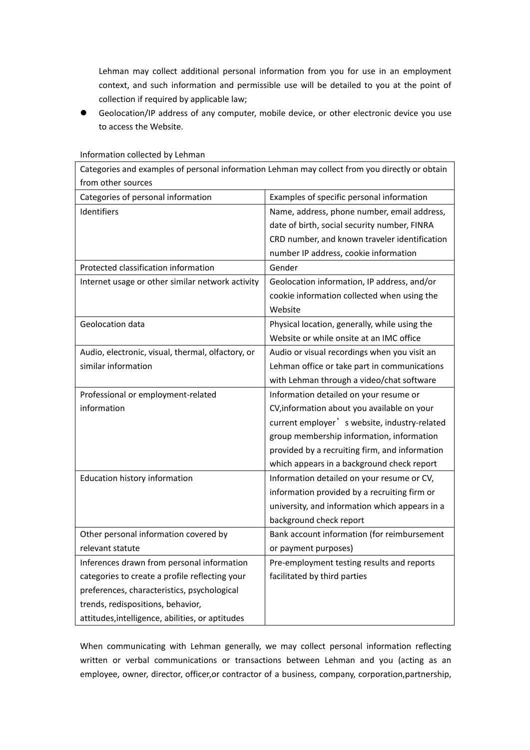Lehman may collect additional personal information from you for use in an employment context, and such information and permissible use will be detailed to you at the point of collection if required by applicable law;

- Geolocation/IP address of any computer, mobile device, or other electronic device you use to access the Website.

Information collected by Lehman

| Categories and examples of personal information Lehman may collect from you directly or obtain from other sources | |
|---|---|
| Categories of personal information | Examples of specific personal information |
| Identifiers | Name, address, phone number, email address, date of birth, social security number, FINRA CRD number, and known traveler identification number IP address, cookie information |
| Protected classification information | Gender |
| Internet usage or other similar network activity | Geolocation information, IP address, and/or cookie information collected when using the Website |
| Geolocation data | Physical location, generally, while using the Website or while onsite at an IMC office |
| Audio, electronic, visual, thermal, olfactory, or similar information | Audio or visual recordings when you visit an Lehman office or take part in communications with Lehman through a video/chat software |
| Professional or employment-related information | Information detailed on your resume or CV,information about you available on your current employer's website, industry-related group membership information, information provided by a recruiting firm, and information which appears in a background check report |
| Education history information | Information detailed on your resume or CV, information provided by a recruiting firm or university, and information which appears in a background check report |
| Other personal information covered by relevant statute | Bank account information (for reimbursement or payment purposes) |
| Inferences drawn from personal information categories to create a profile reflecting your preferences, characteristics, psychological trends, redispositions, behavior, attitudes,intelligence, abilities, or aptitudes | Pre-employment testing results and reports facilitated by third parties |

When communicating with Lehman generally, we may collect personal information reflecting written or verbal communications or transactions between Lehman and you (acting as an employee, owner, director, officer,or contractor of a business, company, corporation,partnership,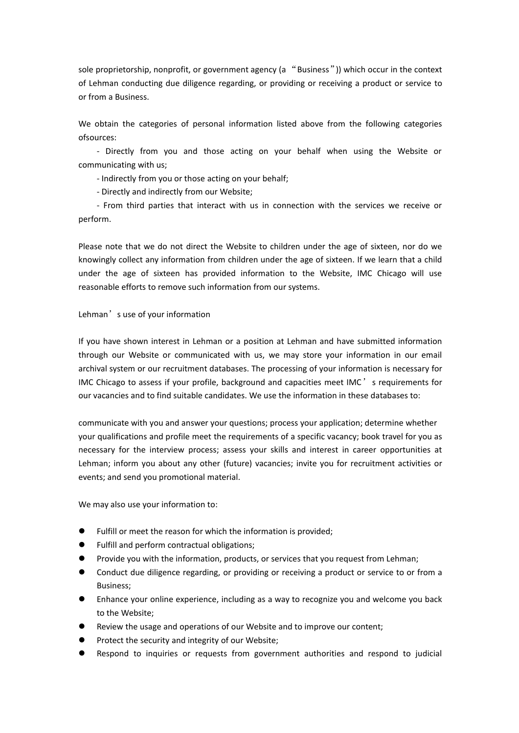sole proprietorship, nonprofit, or government agency (a "Business")) which occur in the context of Lehman conducting due diligence regarding, or providing or receiving a product or service to or from a Business.

We obtain the categories of personal information listed above from the following categories ofsources:

- Directly from you and those acting on your behalf when using the Website or communicating with us;
- Indirectly from you or those acting on your behalf;
- Directly and indirectly from our Website;
- From third parties that interact with us in connection with the services we receive or perform.

Please note that we do not direct the Website to children under the age of sixteen, nor do we knowingly collect any information from children under the age of sixteen. If we learn that a child under the age of sixteen has provided information to the Website, IMC Chicago will use reasonable efforts to remove such information from our systems.

Lehman's use of your information

If you have shown interest in Lehman or a position at Lehman and have submitted information through our Website or communicated with us, we may store your information in our email archival system or our recruitment databases. The processing of your information is necessary for IMC Chicago to assess if your profile, background and capacities meet IMC's requirements for our vacancies and to find suitable candidates. We use the information in these databases to:

communicate with you and answer your questions; process your application; determine whether your qualifications and profile meet the requirements of a specific vacancy; book travel for you as necessary for the interview process; assess your skills and interest in career opportunities at Lehman; inform you about any other (future) vacancies; invite you for recruitment activities or events; and send you promotional material.

We may also use your information to:

- Fulfill or meet the reason for which the information is provided;
- Fulfill and perform contractual obligations;
- Provide you with the information, products, or services that you request from Lehman;
- Conduct due diligence regarding, or providing or receiving a product or service to or from a Business;
- Enhance your online experience, including as a way to recognize you and welcome you back to the Website;
- Review the usage and operations of our Website and to improve our content;
- Protect the security and integrity of our Website;
- Respond to inquiries or requests from government authorities and respond to judicial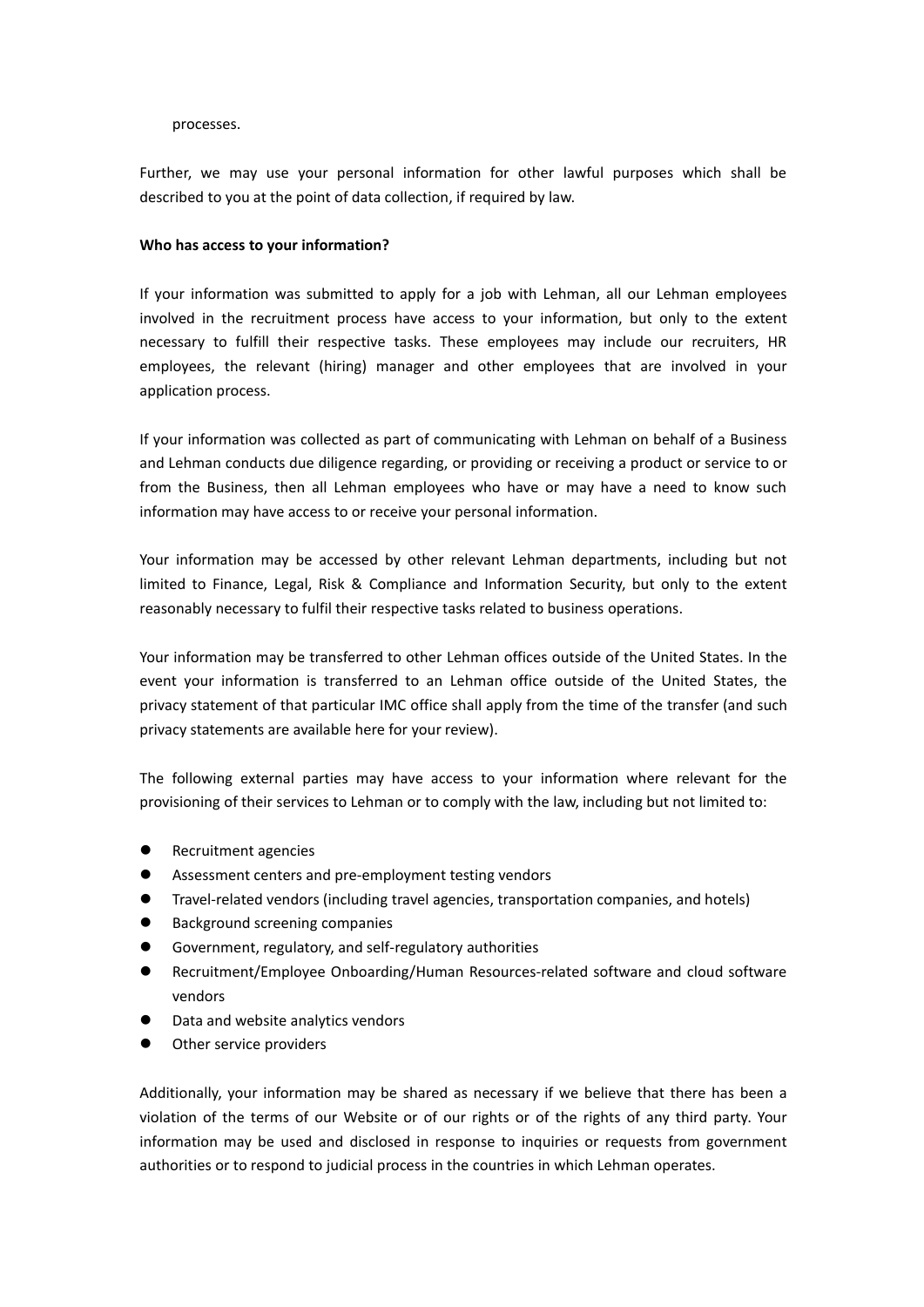processes.

Further, we may use your personal information for other lawful purposes which shall be described to you at the point of data collection, if required by law.

**Who has access to your information?**

If your information was submitted to apply for a job with Lehman, all our Lehman employees involved in the recruitment process have access to your information, but only to the extent necessary to fulfill their respective tasks. These employees may include our recruiters, HR employees, the relevant (hiring) manager and other employees that are involved in your application process.

If your information was collected as part of communicating with Lehman on behalf of a Business and Lehman conducts due diligence regarding, or providing or receiving a product or service to or from the Business, then all Lehman employees who have or may have a need to know such information may have access to or receive your personal information.

Your information may be accessed by other relevant Lehman departments, including but not limited to Finance, Legal, Risk & Compliance and Information Security, but only to the extent reasonably necessary to fulfil their respective tasks related to business operations.

Your information may be transferred to other Lehman offices outside of the United States. In the event your information is transferred to an Lehman office outside of the United States, the privacy statement of that particular IMC office shall apply from the time of the transfer (and such privacy statements are available here for your review).

The following external parties may have access to your information where relevant for the provisioning of their services to Lehman or to comply with the law, including but not limited to:

- Recruitment agencies
- Assessment centers and pre-employment testing vendors
- Travel-related vendors (including travel agencies, transportation companies, and hotels)
- Background screening companies
- Government, regulatory, and self-regulatory authorities
- Recruitment/Employee Onboarding/Human Resources-related software and cloud software vendors
- Data and website analytics vendors
- Other service providers

Additionally, your information may be shared as necessary if we believe that there has been a violation of the terms of our Website or of our rights or of the rights of any third party. Your information may be used and disclosed in response to inquiries or requests from government authorities or to respond to judicial process in the countries in which Lehman operates.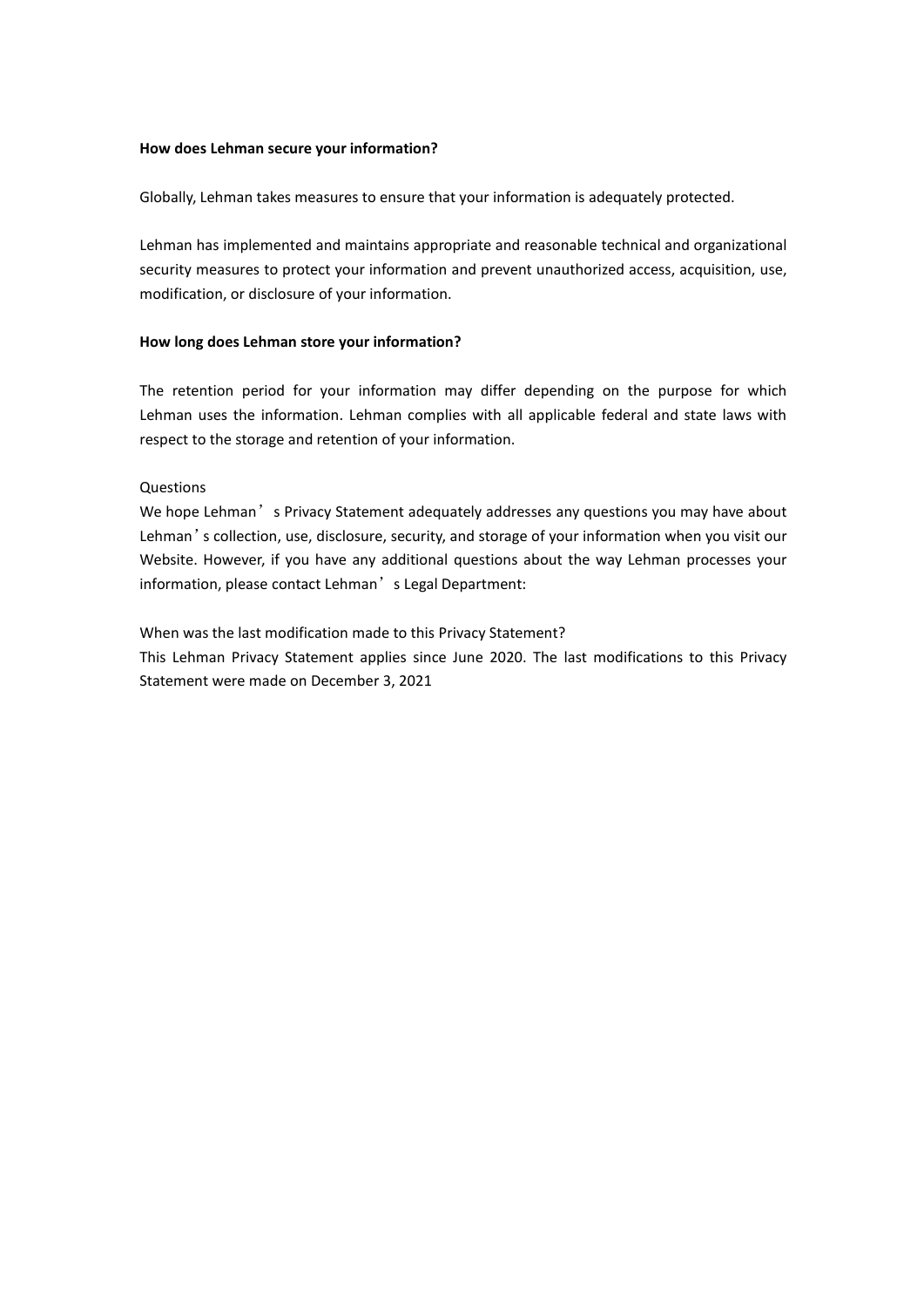**How does Lehman secure your information?**

Globally, Lehman takes measures to ensure that your information is adequately protected.

Lehman has implemented and maintains appropriate and reasonable technical and organizational security measures to protect your information and prevent unauthorized access, acquisition, use, modification, or disclosure of your information.

**How long does Lehman store your information?**

The retention period for your information may differ depending on the purpose for which Lehman uses the information. Lehman complies with all applicable federal and state laws with respect to the storage and retention of your information.

Questions

We hope Lehman’s Privacy Statement adequately addresses any questions you may have about Lehman’s collection, use, disclosure, security, and storage of your information when you visit our Website. However, if you have any additional questions about the way Lehman processes your information, please contact Lehman’s Legal Department:

When was the last modification made to this Privacy Statement?

This Lehman Privacy Statement applies since June 2020. The last modifications to this Privacy Statement were made on December 3, 2021